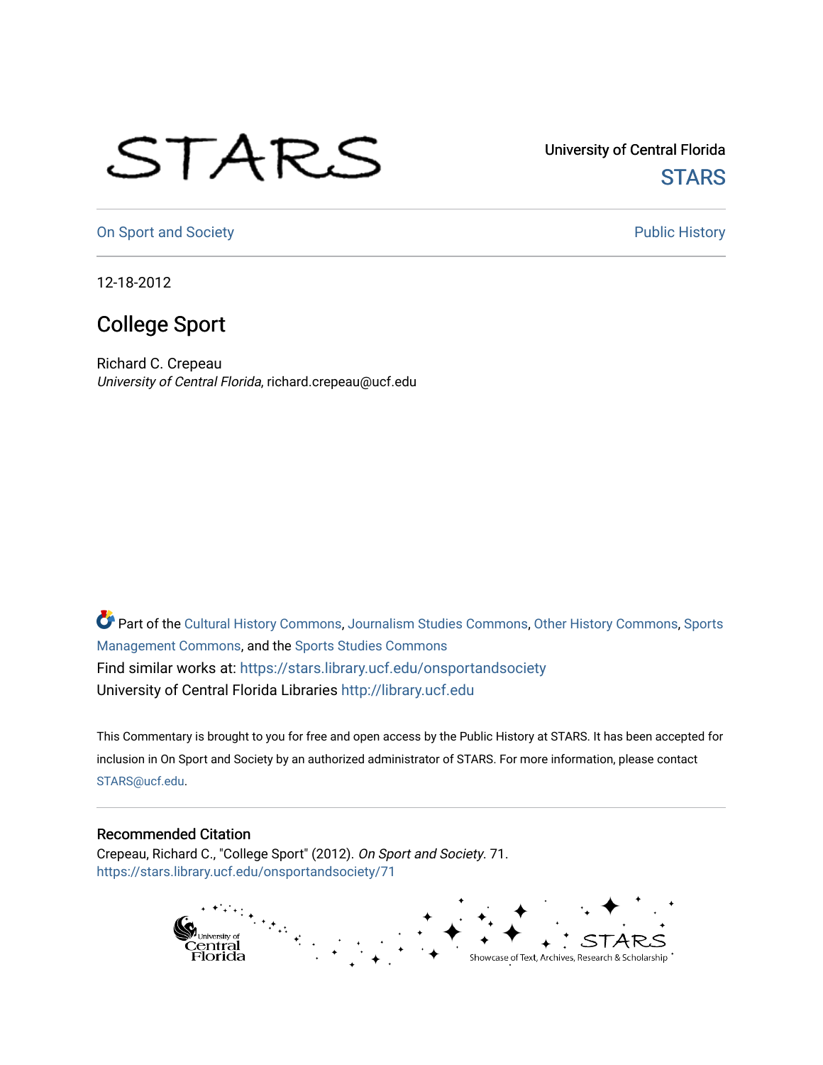University of Central Florida

STARS

On Sport and Society

Public History

12-18-2012

# College Sport

Richard C. Crepeau

*University of Central Florida*, richard.crepeau@ucf.edu

Part of the Cultural History Commons, Journalism Studies Commons, Other History Commons, Sports Management Commons, and the Sports Studies Commons

Find similar works at: https://stars.library.ucf.edu/onsportandsociety

University of Central Florida Libraries http://library.ucf.edu

This Commentary is brought to you for free and open access by the Public History at STARS. It has been accepted for inclusion in On Sport and Society by an authorized administrator of STARS. For more information, please contact STARS@ucf.edu.

## Recommended Citation

Crepeau, Richard C., "College Sport" (2012). *On Sport and Society*. 71.

https://stars.library.ucf.edu/onsportandsociety/71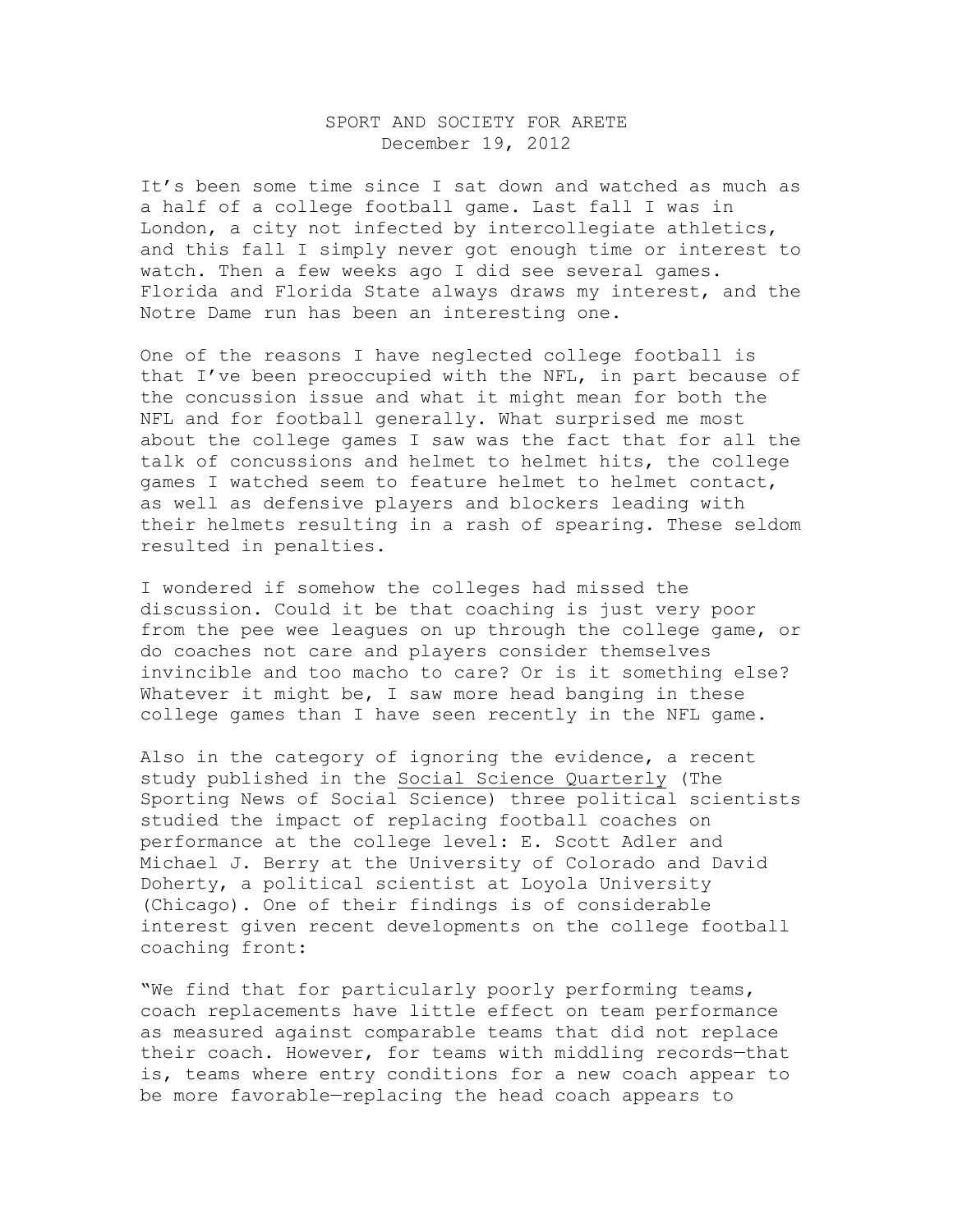SPORT AND SOCIETY FOR ARETE
December 19, 2012

It's been some time since I sat down and watched as much as a half of a college football game. Last fall I was in London, a city not infected by intercollegiate athletics, and this fall I simply never got enough time or interest to watch. Then a few weeks ago I did see several games. Florida and Florida State always draws my interest, and the Notre Dame run has been an interesting one.

One of the reasons I have neglected college football is that I've been preoccupied with the NFL, in part because of the concussion issue and what it might mean for both the NFL and for football generally. What surprised me most about the college games I saw was the fact that for all the talk of concussions and helmet to helmet hits, the college games I watched seem to feature helmet to helmet contact, as well as defensive players and blockers leading with their helmets resulting in a rash of spearing. These seldom resulted in penalties.

I wondered if somehow the colleges had missed the discussion. Could it be that coaching is just very poor from the pee wee leagues on up through the college game, or do coaches not care and players consider themselves invincible and too macho to care? Or is it something else? Whatever it might be, I saw more head banging in these college games than I have seen recently in the NFL game.

Also in the category of ignoring the evidence, a recent study published in the Social Science Quarterly (The Sporting News of Social Science) three political scientists studied the impact of replacing football coaches on performance at the college level: E. Scott Adler and Michael J. Berry at the University of Colorado and David Doherty, a political scientist at Loyola University (Chicago). One of their findings is of considerable interest given recent developments on the college football coaching front:

"We find that for particularly poorly performing teams, coach replacements have little effect on team performance as measured against comparable teams that did not replace their coach. However, for teams with middling records—that is, teams where entry conditions for a new coach appear to be more favorable—replacing the head coach appears to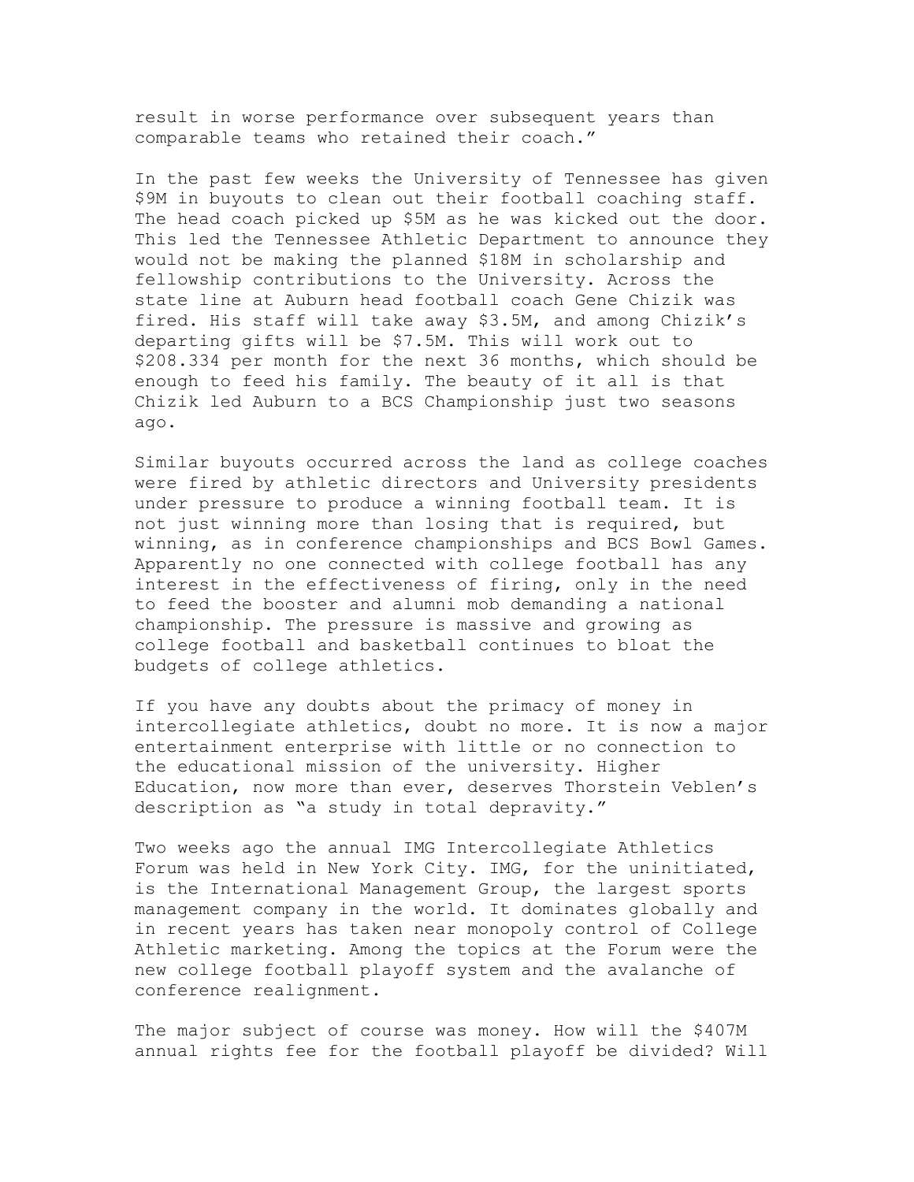result in worse performance over subsequent years than comparable teams who retained their coach."

In the past few weeks the University of Tennessee has given $9M in buyouts to clean out their football coaching staff. The head coach picked up $5M as he was kicked out the door. This led the Tennessee Athletic Department to announce they would not be making the planned $18M in scholarship and fellowship contributions to the University. Across the state line at Auburn head football coach Gene Chizik was fired. His staff will take away $3.5M, and among Chizik's departing gifts will be $7.5M. This will work out to $208.334 per month for the next 36 months, which should be enough to feed his family. The beauty of it all is that Chizik led Auburn to a BCS Championship just two seasons ago.

Similar buyouts occurred across the land as college coaches were fired by athletic directors and University presidents under pressure to produce a winning football team. It is not just winning more than losing that is required, but winning, as in conference championships and BCS Bowl Games. Apparently no one connected with college football has any interest in the effectiveness of firing, only in the need to feed the booster and alumni mob demanding a national championship. The pressure is massive and growing as college football and basketball continues to bloat the budgets of college athletics.

If you have any doubts about the primacy of money in intercollegiate athletics, doubt no more. It is now a major entertainment enterprise with little or no connection to the educational mission of the university. Higher Education, now more than ever, deserves Thorstein Veblen's description as "a study in total depravity."

Two weeks ago the annual IMG Intercollegiate Athletics Forum was held in New York City. IMG, for the uninitiated, is the International Management Group, the largest sports management company in the world. It dominates globally and in recent years has taken near monopoly control of College Athletic marketing. Among the topics at the Forum were the new college football playoff system and the avalanche of conference realignment.

The major subject of course was money. How will the $407M annual rights fee for the football playoff be divided? Will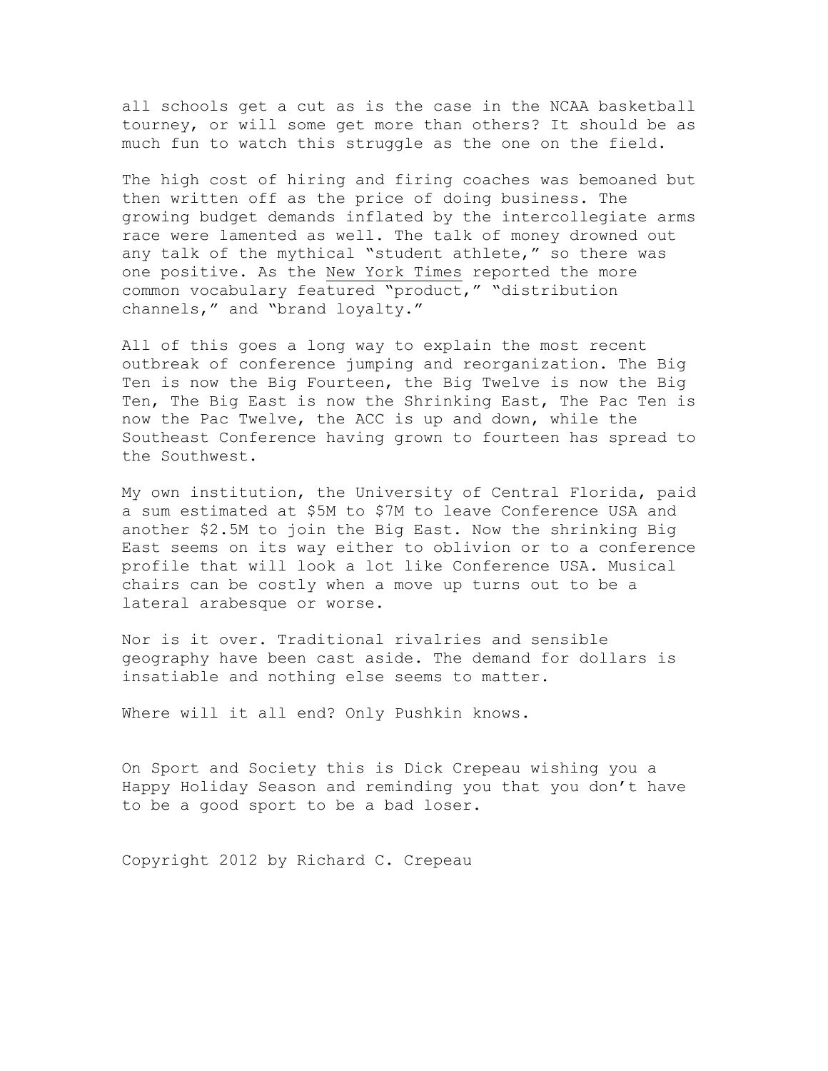all schools get a cut as is the case in the NCAA basketball tourney, or will some get more than others? It should be as much fun to watch this struggle as the one on the field.

The high cost of hiring and firing coaches was bemoaned but then written off as the price of doing business. The growing budget demands inflated by the intercollegiate arms race were lamented as well. The talk of money drowned out any talk of the mythical "student athlete," so there was one positive. As the New York Times reported the more common vocabulary featured "product," "distribution channels," and "brand loyalty."

All of this goes a long way to explain the most recent outbreak of conference jumping and reorganization. The Big Ten is now the Big Fourteen, the Big Twelve is now the Big Ten, The Big East is now the Shrinking East, The Pac Ten is now the Pac Twelve, the ACC is up and down, while the Southeast Conference having grown to fourteen has spread to the Southwest.

My own institution, the University of Central Florida, paid a sum estimated at $5M to $7M to leave Conference USA and another $2.5M to join the Big East. Now the shrinking Big East seems on its way either to oblivion or to a conference profile that will look a lot like Conference USA. Musical chairs can be costly when a move up turns out to be a lateral arabesque or worse.

Nor is it over. Traditional rivalries and sensible geography have been cast aside. The demand for dollars is insatiable and nothing else seems to matter.

Where will it all end? Only Pushkin knows.

On Sport and Society this is Dick Crepeau wishing you a Happy Holiday Season and reminding you that you don't have to be a good sport to be a bad loser.

Copyright 2012 by Richard C. Crepeau